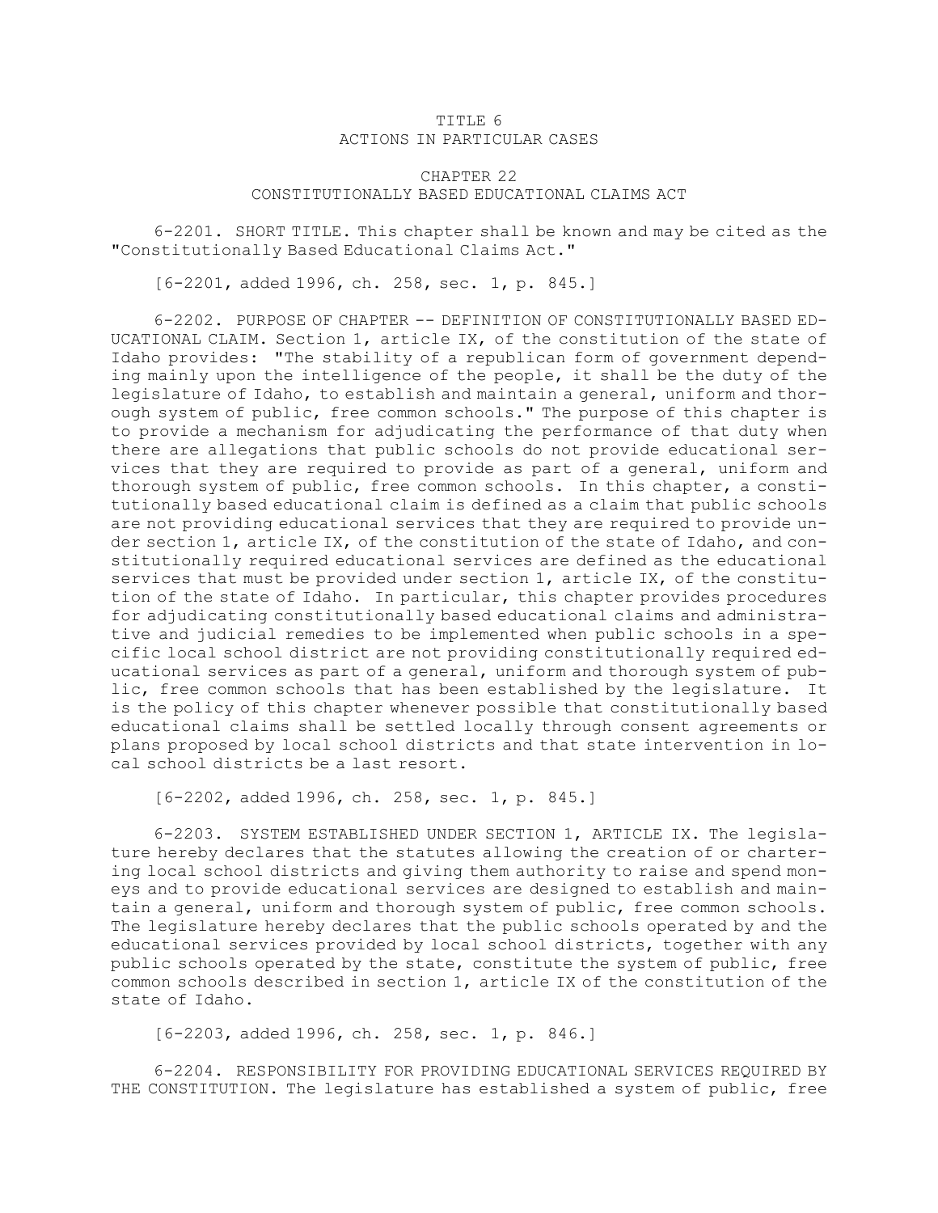# TITLE 6
# ACTIONS IN PARTICULAR CASES

## CHAPTER 22
## CONSTITUTIONALLY BASED EDUCATIONAL CLAIMS ACT

6-2201. SHORT TITLE. This chapter shall be known and may be cited as the "Constitutionally Based Educational Claims Act."

[6-2201, added 1996, ch. 258, sec. 1, p. 845.]

6-2202. PURPOSE OF CHAPTER -- DEFINITION OF CONSTITUTIONALLY BASED EDUCATIONAL CLAIM. Section 1, article IX, of the constitution of the state of Idaho provides: "The stability of a republican form of government depending mainly upon the intelligence of the people, it shall be the duty of the legislature of Idaho, to establish and maintain a general, uniform and thorough system of public, free common schools." The purpose of this chapter is to provide a mechanism for adjudicating the performance of that duty when there are allegations that public schools do not provide educational services that they are required to provide as part of a general, uniform and thorough system of public, free common schools. In this chapter, a constitutionally based educational claim is defined as a claim that public schools are not providing educational services that they are required to provide under section 1, article IX, of the constitution of the state of Idaho, and constitutionally required educational services are defined as the educational services that must be provided under section 1, article IX, of the constitution of the state of Idaho. In particular, this chapter provides procedures for adjudicating constitutionally based educational claims and administrative and judicial remedies to be implemented when public schools in a specific local school district are not providing constitutionally required educational services as part of a general, uniform and thorough system of public, free common schools that has been established by the legislature. It is the policy of this chapter whenever possible that constitutionally based educational claims shall be settled locally through consent agreements or plans proposed by local school districts and that state intervention in local school districts be a last resort.

[6-2202, added 1996, ch. 258, sec. 1, p. 845.]

6-2203. SYSTEM ESTABLISHED UNDER SECTION 1, ARTICLE IX. The legislature hereby declares that the statutes allowing the creation of or chartering local school districts and giving them authority to raise and spend moneys and to provide educational services are designed to establish and maintain a general, uniform and thorough system of public, free common schools. The legislature hereby declares that the public schools operated by and the educational services provided by local school districts, together with any public schools operated by the state, constitute the system of public, free common schools described in section 1, article IX of the constitution of the state of Idaho.

[6-2203, added 1996, ch. 258, sec. 1, p. 846.]

6-2204. RESPONSIBILITY FOR PROVIDING EDUCATIONAL SERVICES REQUIRED BY THE CONSTITUTION. The legislature has established a system of public, free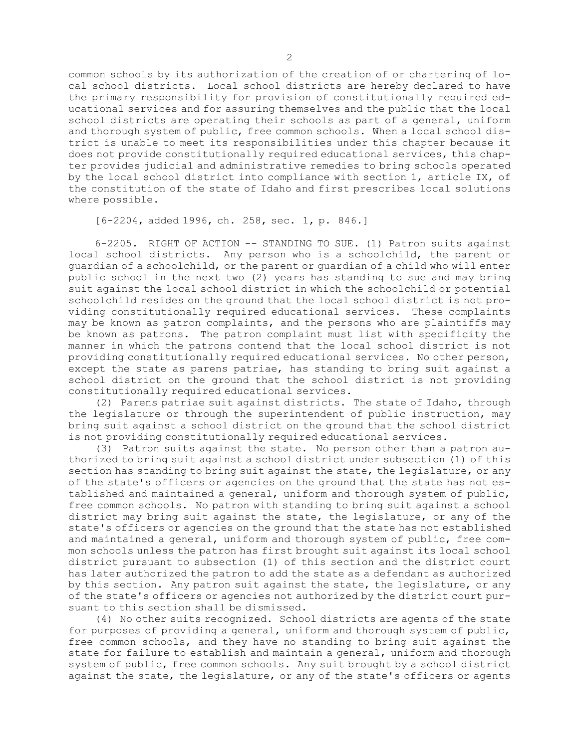common schools by its authorization of the creation of or chartering of local school districts. Local school districts are hereby declared to have the primary responsibility for provision of constitutionally required educational services and for assuring themselves and the public that the local school districts are operating their schools as part of a general, uniform and thorough system of public, free common schools. When a local school district is unable to meet its responsibilities under this chapter because it does not provide constitutionally required educational services, this chapter provides judicial and administrative remedies to bring schools operated by the local school district into compliance with section 1, article IX, of the constitution of the state of Idaho and first prescribes local solutions where possible.

[6-2204, added 1996, ch. 258, sec. 1, p. 846.]

6-2205. RIGHT OF ACTION -- STANDING TO SUE. (1) Patron suits against local school districts. Any person who is a schoolchild, the parent or guardian of a schoolchild, or the parent or guardian of a child who will enter public school in the next two (2) years has standing to sue and may bring suit against the local school district in which the schoolchild or potential schoolchild resides on the ground that the local school district is not providing constitutionally required educational services. These complaints may be known as patron complaints, and the persons who are plaintiffs may be known as patrons. The patron complaint must list with specificity the manner in which the patrons contend that the local school district is not providing constitutionally required educational services. No other person, except the state as parens patriae, has standing to bring suit against a school district on the ground that the school district is not providing constitutionally required educational services.

(2) Parens patriae suit against districts. The state of Idaho, through the legislature or through the superintendent of public instruction, may bring suit against a school district on the ground that the school district is not providing constitutionally required educational services.

(3) Patron suits against the state. No person other than a patron authorized to bring suit against a school district under subsection (1) of this section has standing to bring suit against the state, the legislature, or any of the state's officers or agencies on the ground that the state has not established and maintained a general, uniform and thorough system of public, free common schools. No patron with standing to bring suit against a school district may bring suit against the state, the legislature, or any of the state's officers or agencies on the ground that the state has not established and maintained a general, uniform and thorough system of public, free common schools unless the patron has first brought suit against its local school district pursuant to subsection (1) of this section and the district court has later authorized the patron to add the state as a defendant as authorized by this section. Any patron suit against the state, the legislature, or any of the state's officers or agencies not authorized by the district court pursuant to this section shall be dismissed.

(4) No other suits recognized. School districts are agents of the state for purposes of providing a general, uniform and thorough system of public, free common schools, and they have no standing to bring suit against the state for failure to establish and maintain a general, uniform and thorough system of public, free common schools. Any suit brought by a school district against the state, the legislature, or any of the state's officers or agents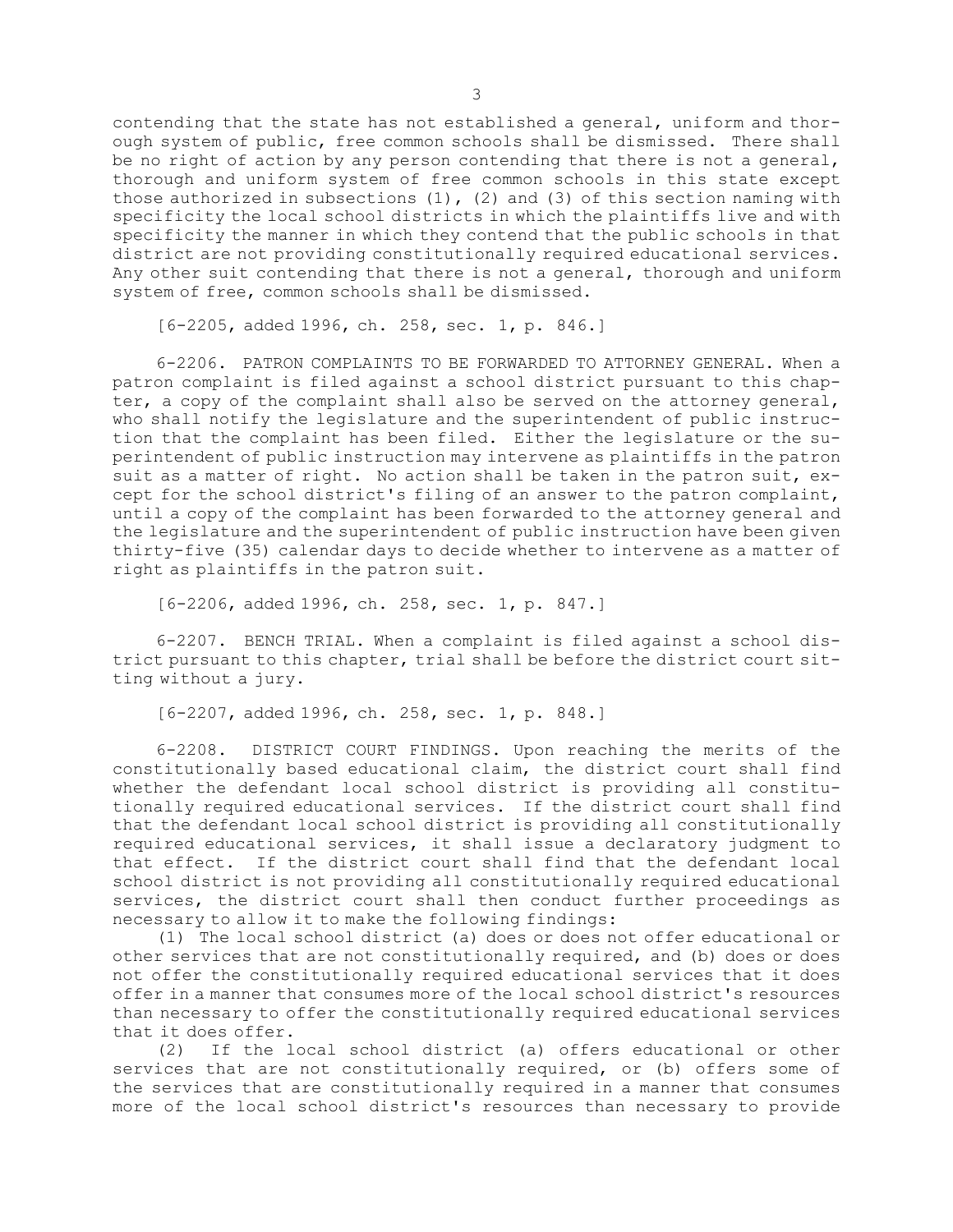contending that the state has not established a general, uniform and thorough system of public, free common schools shall be dismissed. There shall be no right of action by any person contending that there is not a general, thorough and uniform system of free common schools in this state except those authorized in subsections (1), (2) and (3) of this section naming with specificity the local school districts in which the plaintiffs live and with specificity the manner in which they contend that the public schools in that district are not providing constitutionally required educational services. Any other suit contending that there is not a general, thorough and uniform system of free, common schools shall be dismissed.

[6-2205, added 1996, ch. 258, sec. 1, p. 846.]

6-2206. PATRON COMPLAINTS TO BE FORWARDED TO ATTORNEY GENERAL. When a patron complaint is filed against a school district pursuant to this chapter, a copy of the complaint shall also be served on the attorney general, who shall notify the legislature and the superintendent of public instruction that the complaint has been filed. Either the legislature or the superintendent of public instruction may intervene as plaintiffs in the patron suit as a matter of right. No action shall be taken in the patron suit, except for the school district's filing of an answer to the patron complaint, until a copy of the complaint has been forwarded to the attorney general and the legislature and the superintendent of public instruction have been given thirty-five (35) calendar days to decide whether to intervene as a matter of right as plaintiffs in the patron suit.

[6-2206, added 1996, ch. 258, sec. 1, p. 847.]

6-2207. BENCH TRIAL. When a complaint is filed against a school district pursuant to this chapter, trial shall be before the district court sitting without a jury.

[6-2207, added 1996, ch. 258, sec. 1, p. 848.]

6-2208. DISTRICT COURT FINDINGS. Upon reaching the merits of the constitutionally based educational claim, the district court shall find whether the defendant local school district is providing all constitutionally required educational services. If the district court shall find that the defendant local school district is providing all constitutionally required educational services, it shall issue a declaratory judgment to that effect. If the district court shall find that the defendant local school district is not providing all constitutionally required educational services, the district court shall then conduct further proceedings as necessary to allow it to make the following findings:

(1) The local school district (a) does or does not offer educational or other services that are not constitutionally required, and (b) does or does not offer the constitutionally required educational services that it does offer in a manner that consumes more of the local school district's resources than necessary to offer the constitutionally required educational services that it does offer.

(2) If the local school district (a) offers educational or other services that are not constitutionally required, or (b) offers some of the services that are constitutionally required in a manner that consumes more of the local school district's resources than necessary to provide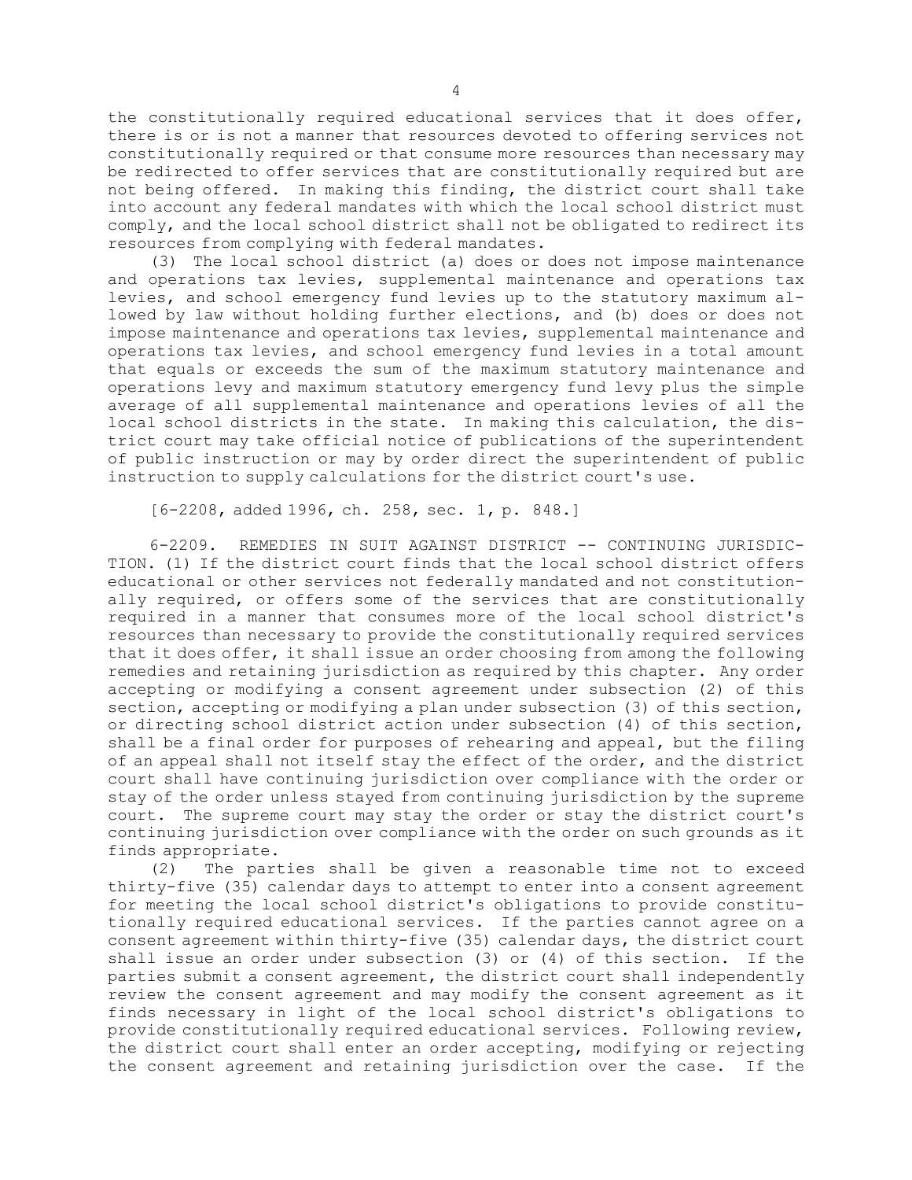the constitutionally required educational services that it does offer, there is or is not a manner that resources devoted to offering services not constitutionally required or that consume more resources than necessary may be redirected to offer services that are constitutionally required but are not being offered. In making this finding, the district court shall take into account any federal mandates with which the local school district must comply, and the local school district shall not be obligated to redirect its resources from complying with federal mandates.

(3) The local school district (a) does or does not impose maintenance and operations tax levies, supplemental maintenance and operations tax levies, and school emergency fund levies up to the statutory maximum allowed by law without holding further elections, and (b) does or does not impose maintenance and operations tax levies, supplemental maintenance and operations tax levies, and school emergency fund levies in a total amount that equals or exceeds the sum of the maximum statutory maintenance and operations levy and maximum statutory emergency fund levy plus the simple average of all supplemental maintenance and operations levies of all the local school districts in the state. In making this calculation, the district court may take official notice of publications of the superintendent of public instruction or may by order direct the superintendent of public instruction to supply calculations for the district court's use.

[6-2208, added 1996, ch. 258, sec. 1, p. 848.]

6-2209. REMEDIES IN SUIT AGAINST DISTRICT -- CONTINUING JURISDICTION. (1) If the district court finds that the local school district offers educational or other services not federally mandated and not constitutionally required, or offers some of the services that are constitutionally required in a manner that consumes more of the local school district's resources than necessary to provide the constitutionally required services that it does offer, it shall issue an order choosing from among the following remedies and retaining jurisdiction as required by this chapter. Any order accepting or modifying a consent agreement under subsection (2) of this section, accepting or modifying a plan under subsection (3) of this section, or directing school district action under subsection (4) of this section, shall be a final order for purposes of rehearing and appeal, but the filing of an appeal shall not itself stay the effect of the order, and the district court shall have continuing jurisdiction over compliance with the order or stay of the order unless stayed from continuing jurisdiction by the supreme court. The supreme court may stay the order or stay the district court's continuing jurisdiction over compliance with the order on such grounds as it finds appropriate.

(2) The parties shall be given a reasonable time not to exceed thirty-five (35) calendar days to attempt to enter into a consent agreement for meeting the local school district's obligations to provide constitutionally required educational services. If the parties cannot agree on a consent agreement within thirty-five (35) calendar days, the district court shall issue an order under subsection (3) or (4) of this section. If the parties submit a consent agreement, the district court shall independently review the consent agreement and may modify the consent agreement as it finds necessary in light of the local school district's obligations to provide constitutionally required educational services. Following review, the district court shall enter an order accepting, modifying or rejecting the consent agreement and retaining jurisdiction over the case. If the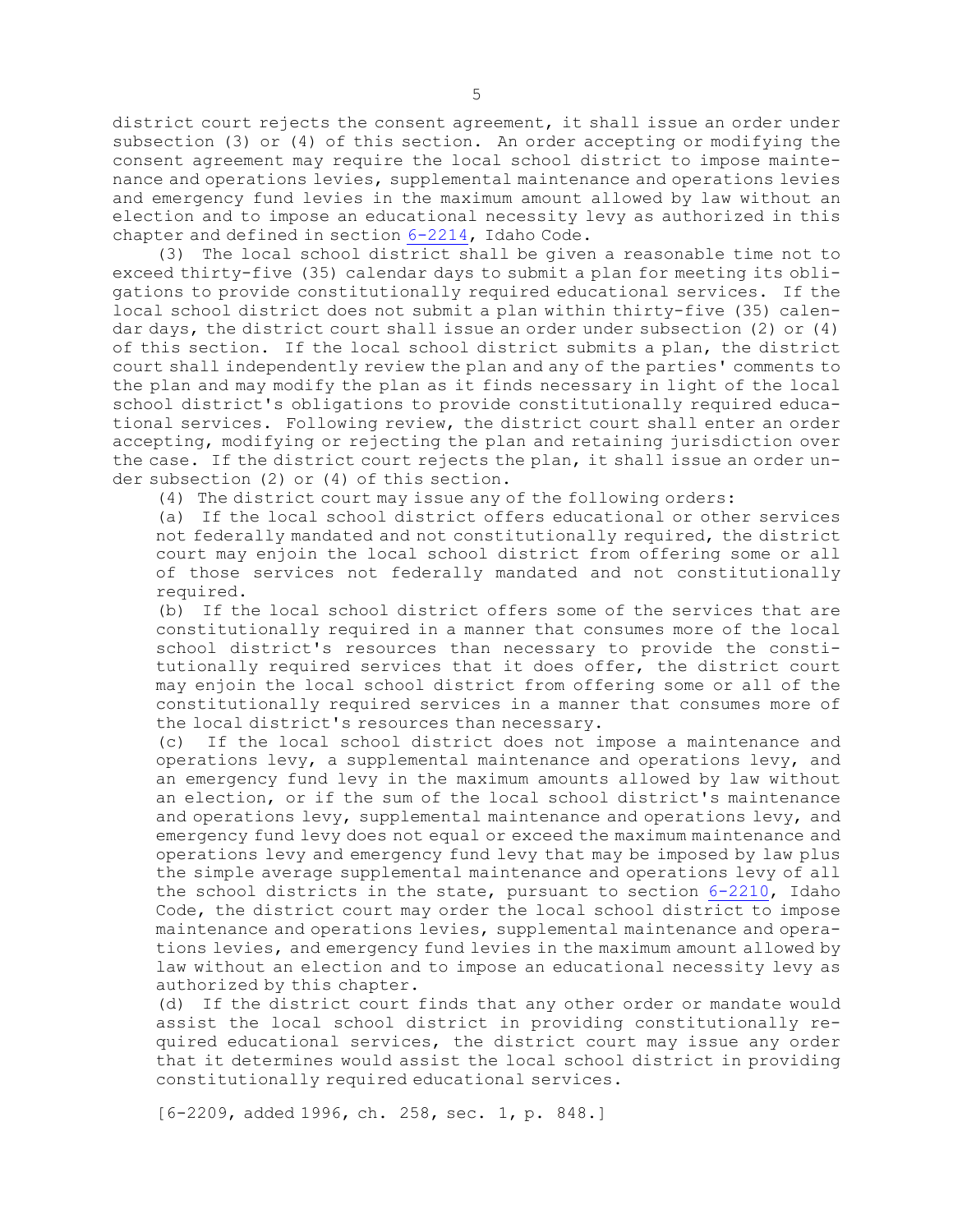district court rejects the consent agreement, it shall issue an order under subsection (3) or (4) of this section. An order accepting or modifying the consent agreement may require the local school district to impose maintenance and operations levies, supplemental maintenance and operations levies and emergency fund levies in the maximum amount allowed by law without an election and to impose an educational necessity levy as authorized in this chapter and defined in section 6-2214, Idaho Code.

(3) The local school district shall be given a reasonable time not to exceed thirty-five (35) calendar days to submit a plan for meeting its obligations to provide constitutionally required educational services. If the local school district does not submit a plan within thirty-five (35) calendar days, the district court shall issue an order under subsection (2) or (4) of this section. If the local school district submits a plan, the district court shall independently review the plan and any of the parties' comments to the plan and may modify the plan as it finds necessary in light of the local school district's obligations to provide constitutionally required educational services. Following review, the district court shall enter an order accepting, modifying or rejecting the plan and retaining jurisdiction over the case. If the district court rejects the plan, it shall issue an order under subsection (2) or (4) of this section.

(4) The district court may issue any of the following orders:

(a) If the local school district offers educational or other services not federally mandated and not constitutionally required, the district court may enjoin the local school district from offering some or all of those services not federally mandated and not constitutionally required.

(b) If the local school district offers some of the services that are constitutionally required in a manner that consumes more of the local school district's resources than necessary to provide the constitutionally required services that it does offer, the district court may enjoin the local school district from offering some or all of the constitutionally required services in a manner that consumes more of the local district's resources than necessary.

(c) If the local school district does not impose a maintenance and operations levy, a supplemental maintenance and operations levy, and an emergency fund levy in the maximum amounts allowed by law without an election, or if the sum of the local school district's maintenance and operations levy, supplemental maintenance and operations levy, and emergency fund levy does not equal or exceed the maximum maintenance and operations levy and emergency fund levy that may be imposed by law plus the simple average supplemental maintenance and operations levy of all the school districts in the state, pursuant to section 6-2210, Idaho Code, the district court may order the local school district to impose maintenance and operations levies, supplemental maintenance and operations levies, and emergency fund levies in the maximum amount allowed by law without an election and to impose an educational necessity levy as authorized by this chapter.

(d) If the district court finds that any other order or mandate would assist the local school district in providing constitutionally required educational services, the district court may issue any order that it determines would assist the local school district in providing constitutionally required educational services.

[6-2209, added 1996, ch. 258, sec. 1, p. 848.]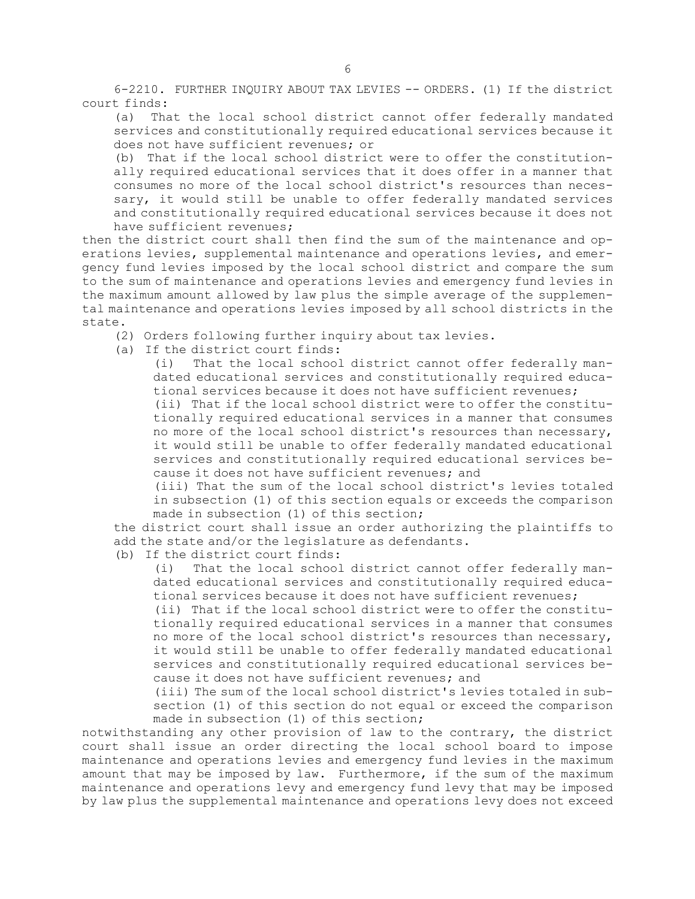6-2210. FURTHER INQUIRY ABOUT TAX LEVIES -- ORDERS. (1) If the district court finds:

(a) That the local school district cannot offer federally mandated services and constitutionally required educational services because it does not have sufficient revenues; or

(b) That if the local school district were to offer the constitutionally required educational services that it does offer in a manner that consumes no more of the local school district's resources than necessary, it would still be unable to offer federally mandated services and constitutionally required educational services because it does not have sufficient revenues;

then the district court shall then find the sum of the maintenance and operations levies, supplemental maintenance and operations levies, and emergency fund levies imposed by the local school district and compare the sum to the sum of maintenance and operations levies and emergency fund levies in the maximum amount allowed by law plus the simple average of the supplemental maintenance and operations levies imposed by all school districts in the state.

(2) Orders following further inquiry about tax levies.

(a) If the district court finds:

(i) That the local school district cannot offer federally mandated educational services and constitutionally required educational services because it does not have sufficient revenues;

(ii) That if the local school district were to offer the constitutionally required educational services in a manner that consumes no more of the local school district's resources than necessary, it would still be unable to offer federally mandated educational services and constitutionally required educational services because it does not have sufficient revenues; and

(iii) That the sum of the local school district's levies totaled in subsection (1) of this section equals or exceeds the comparison made in subsection (1) of this section;

the district court shall issue an order authorizing the plaintiffs to add the state and/or the legislature as defendants.

(b) If the district court finds:

(i) That the local school district cannot offer federally mandated educational services and constitutionally required educational services because it does not have sufficient revenues;

(ii) That if the local school district were to offer the constitutionally required educational services in a manner that consumes no more of the local school district's resources than necessary, it would still be unable to offer federally mandated educational services and constitutionally required educational services because it does not have sufficient revenues; and

(iii) The sum of the local school district's levies totaled in subsection (1) of this section do not equal or exceed the comparison made in subsection (1) of this section;

notwithstanding any other provision of law to the contrary, the district court shall issue an order directing the local school board to impose maintenance and operations levies and emergency fund levies in the maximum amount that may be imposed by law. Furthermore, if the sum of the maximum maintenance and operations levy and emergency fund levy that may be imposed by law plus the supplemental maintenance and operations levy does not exceed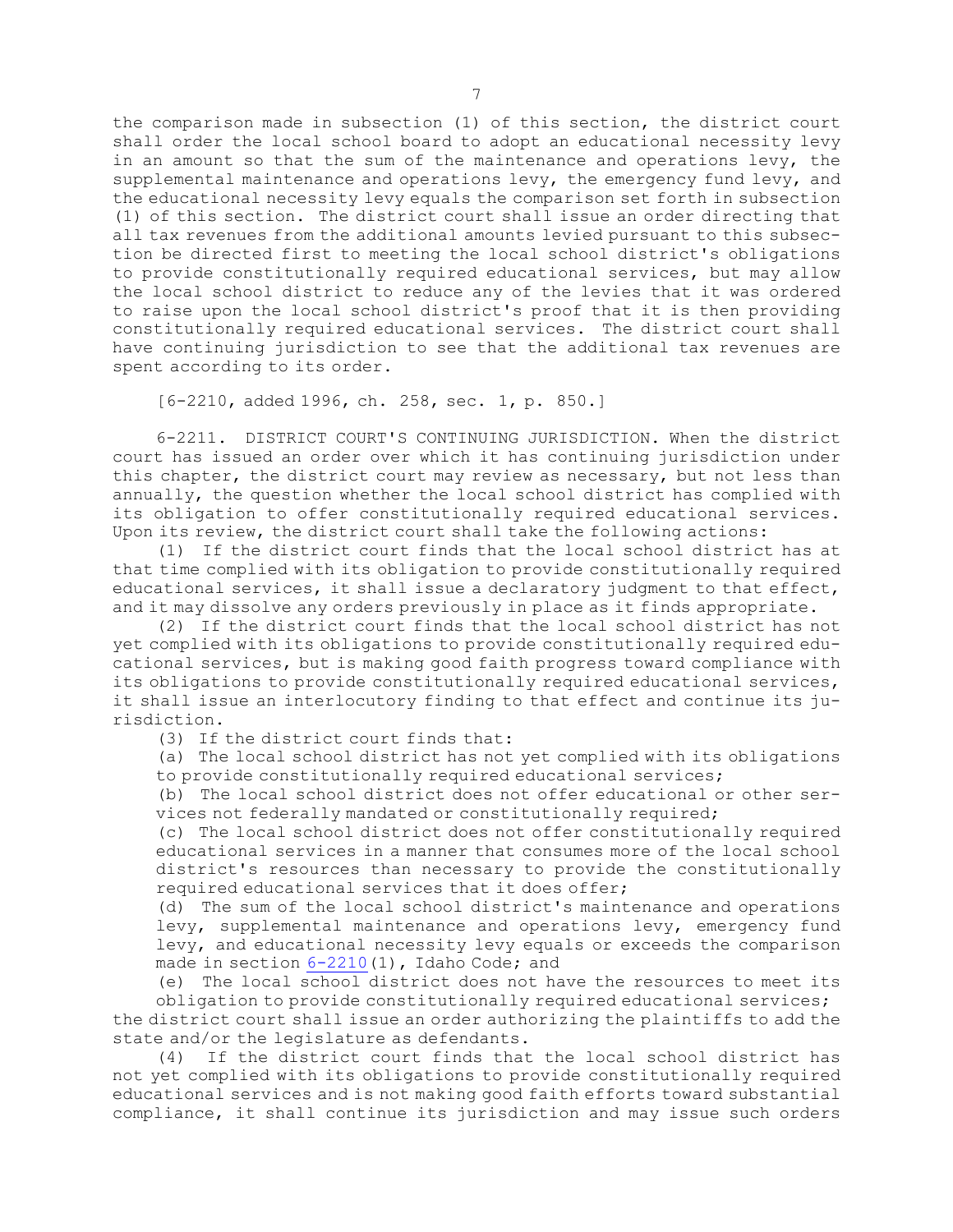the comparison made in subsection (1) of this section, the district court shall order the local school board to adopt an educational necessity levy in an amount so that the sum of the maintenance and operations levy, the supplemental maintenance and operations levy, the emergency fund levy, and the educational necessity levy equals the comparison set forth in subsection (1) of this section. The district court shall issue an order directing that all tax revenues from the additional amounts levied pursuant to this subsection be directed first to meeting the local school district's obligations to provide constitutionally required educational services, but may allow the local school district to reduce any of the levies that it was ordered to raise upon the local school district's proof that it is then providing constitutionally required educational services. The district court shall have continuing jurisdiction to see that the additional tax revenues are spent according to its order.

[6-2210, added 1996, ch. 258, sec. 1, p. 850.]

6-2211. DISTRICT COURT'S CONTINUING JURISDICTION. When the district court has issued an order over which it has continuing jurisdiction under this chapter, the district court may review as necessary, but not less than annually, the question whether the local school district has complied with its obligation to offer constitutionally required educational services. Upon its review, the district court shall take the following actions:

(1) If the district court finds that the local school district has at that time complied with its obligation to provide constitutionally required educational services, it shall issue a declaratory judgment to that effect, and it may dissolve any orders previously in place as it finds appropriate.

(2) If the district court finds that the local school district has not yet complied with its obligations to provide constitutionally required educational services, but is making good faith progress toward compliance with its obligations to provide constitutionally required educational services, it shall issue an interlocutory finding to that effect and continue its jurisdiction.

(3) If the district court finds that:

(a) The local school district has not yet complied with its obligations to provide constitutionally required educational services;

(b) The local school district does not offer educational or other services not federally mandated or constitutionally required;

(c) The local school district does not offer constitutionally required educational services in a manner that consumes more of the local school district's resources than necessary to provide the constitutionally required educational services that it does offer;

(d) The sum of the local school district's maintenance and operations levy, supplemental maintenance and operations levy, emergency fund levy, and educational necessity levy equals or exceeds the comparison made in section 6-2210(1), Idaho Code; and

(e) The local school district does not have the resources to meet its obligation to provide constitutionally required educational services;

the district court shall issue an order authorizing the plaintiffs to add the state and/or the legislature as defendants.

(4) If the district court finds that the local school district has not yet complied with its obligations to provide constitutionally required educational services and is not making good faith efforts toward substantial compliance, it shall continue its jurisdiction and may issue such orders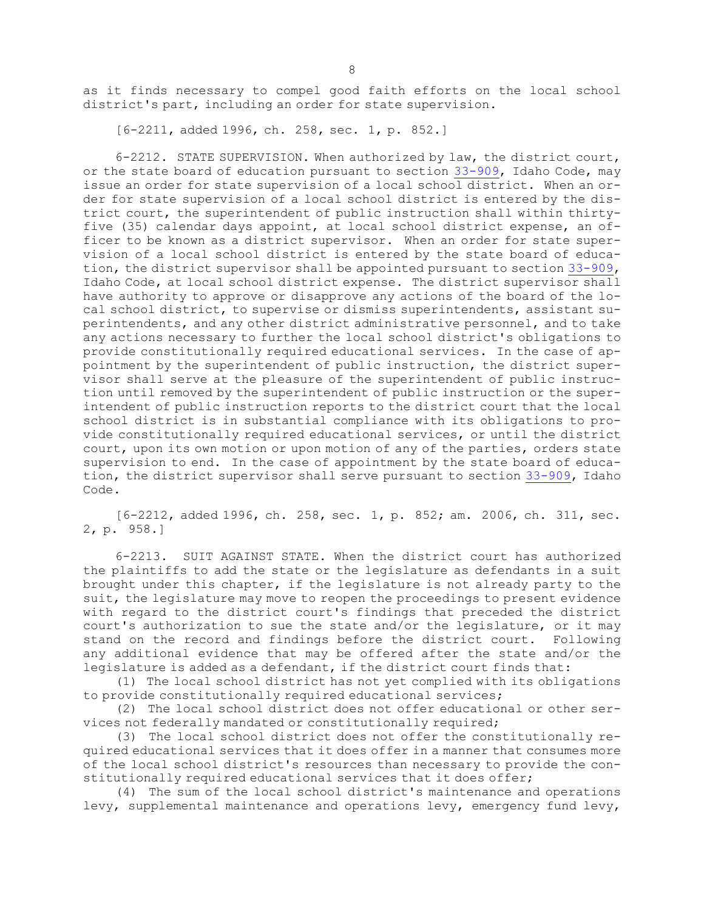as it finds necessary to compel good faith efforts on the local school district's part, including an order for state supervision.

[6-2211, added 1996, ch. 258, sec. 1, p. 852.]

6-2212. STATE SUPERVISION. When authorized by law, the district court, or the state board of education pursuant to section 33-909, Idaho Code, may issue an order for state supervision of a local school district. When an order for state supervision of a local school district is entered by the district court, the superintendent of public instruction shall within thirty-five (35) calendar days appoint, at local school district expense, an officer to be known as a district supervisor. When an order for state supervision of a local school district is entered by the state board of education, the district supervisor shall be appointed pursuant to section 33-909, Idaho Code, at local school district expense. The district supervisor shall have authority to approve or disapprove any actions of the board of the local school district, to supervise or dismiss superintendents, assistant superintendents, and any other district administrative personnel, and to take any actions necessary to further the local school district's obligations to provide constitutionally required educational services. In the case of appointment by the superintendent of public instruction, the district supervisor shall serve at the pleasure of the superintendent of public instruction until removed by the superintendent of public instruction or the superintendent of public instruction reports to the district court that the local school district is in substantial compliance with its obligations to provide constitutionally required educational services, or until the district court, upon its own motion or upon motion of any of the parties, orders state supervision to end. In the case of appointment by the state board of education, the district supervisor shall serve pursuant to section 33-909, Idaho Code.

[6-2212, added 1996, ch. 258, sec. 1, p. 852; am. 2006, ch. 311, sec. 2, p. 958.]

6-2213. SUIT AGAINST STATE. When the district court has authorized the plaintiffs to add the state or the legislature as defendants in a suit brought under this chapter, if the legislature is not already party to the suit, the legislature may move to reopen the proceedings to present evidence with regard to the district court's findings that preceded the district court's authorization to sue the state and/or the legislature, or it may stand on the record and findings before the district court. Following any additional evidence that may be offered after the state and/or the legislature is added as a defendant, if the district court finds that:

(1) The local school district has not yet complied with its obligations to provide constitutionally required educational services;

(2) The local school district does not offer educational or other services not federally mandated or constitutionally required;

(3) The local school district does not offer the constitutionally required educational services that it does offer in a manner that consumes more of the local school district's resources than necessary to provide the constitutionally required educational services that it does offer;

(4) The sum of the local school district's maintenance and operations levy, supplemental maintenance and operations levy, emergency fund levy,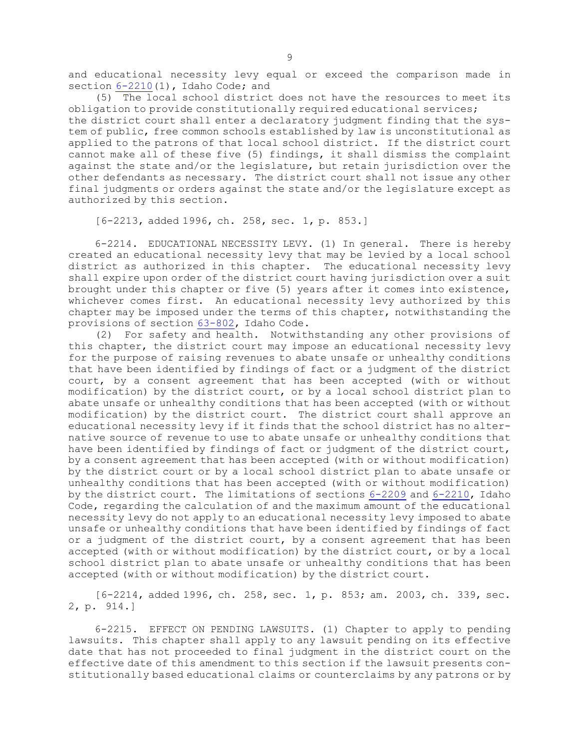and educational necessity levy equal or exceed the comparison made in section 6-2210(1), Idaho Code; and

(5) The local school district does not have the resources to meet its obligation to provide constitutionally required educational services;

the district court shall enter a declaratory judgment finding that the system of public, free common schools established by law is unconstitutional as applied to the patrons of that local school district. If the district court cannot make all of these five (5) findings, it shall dismiss the complaint against the state and/or the legislature, but retain jurisdiction over the other defendants as necessary. The district court shall not issue any other final judgments or orders against the state and/or the legislature except as authorized by this section.

[6-2213, added 1996, ch. 258, sec. 1, p. 853.]

6-2214. EDUCATIONAL NECESSITY LEVY. (1) In general. There is hereby created an educational necessity levy that may be levied by a local school district as authorized in this chapter. The educational necessity levy shall expire upon order of the district court having jurisdiction over a suit brought under this chapter or five (5) years after it comes into existence, whichever comes first. An educational necessity levy authorized by this chapter may be imposed under the terms of this chapter, notwithstanding the provisions of section 63-802, Idaho Code.

(2) For safety and health. Notwithstanding any other provisions of this chapter, the district court may impose an educational necessity levy for the purpose of raising revenues to abate unsafe or unhealthy conditions that have been identified by findings of fact or a judgment of the district court, by a consent agreement that has been accepted (with or without modification) by the district court, or by a local school district plan to abate unsafe or unhealthy conditions that has been accepted (with or without modification) by the district court. The district court shall approve an educational necessity levy if it finds that the school district has no alternative source of revenue to use to abate unsafe or unhealthy conditions that have been identified by findings of fact or judgment of the district court, by a consent agreement that has been accepted (with or without modification) by the district court or by a local school district plan to abate unsafe or unhealthy conditions that has been accepted (with or without modification) by the district court. The limitations of sections 6-2209 and 6-2210, Idaho Code, regarding the calculation of and the maximum amount of the educational necessity levy do not apply to an educational necessity levy imposed to abate unsafe or unhealthy conditions that have been identified by findings of fact or a judgment of the district court, by a consent agreement that has been accepted (with or without modification) by the district court, or by a local school district plan to abate unsafe or unhealthy conditions that has been accepted (with or without modification) by the district court.

[6-2214, added 1996, ch. 258, sec. 1, p. 853; am. 2003, ch. 339, sec. 2, p. 914.]

6-2215. EFFECT ON PENDING LAWSUITS. (1) Chapter to apply to pending lawsuits. This chapter shall apply to any lawsuit pending on its effective date that has not proceeded to final judgment in the district court on the effective date of this amendment to this section if the lawsuit presents constitutionally based educational claims or counterclaims by any patrons or by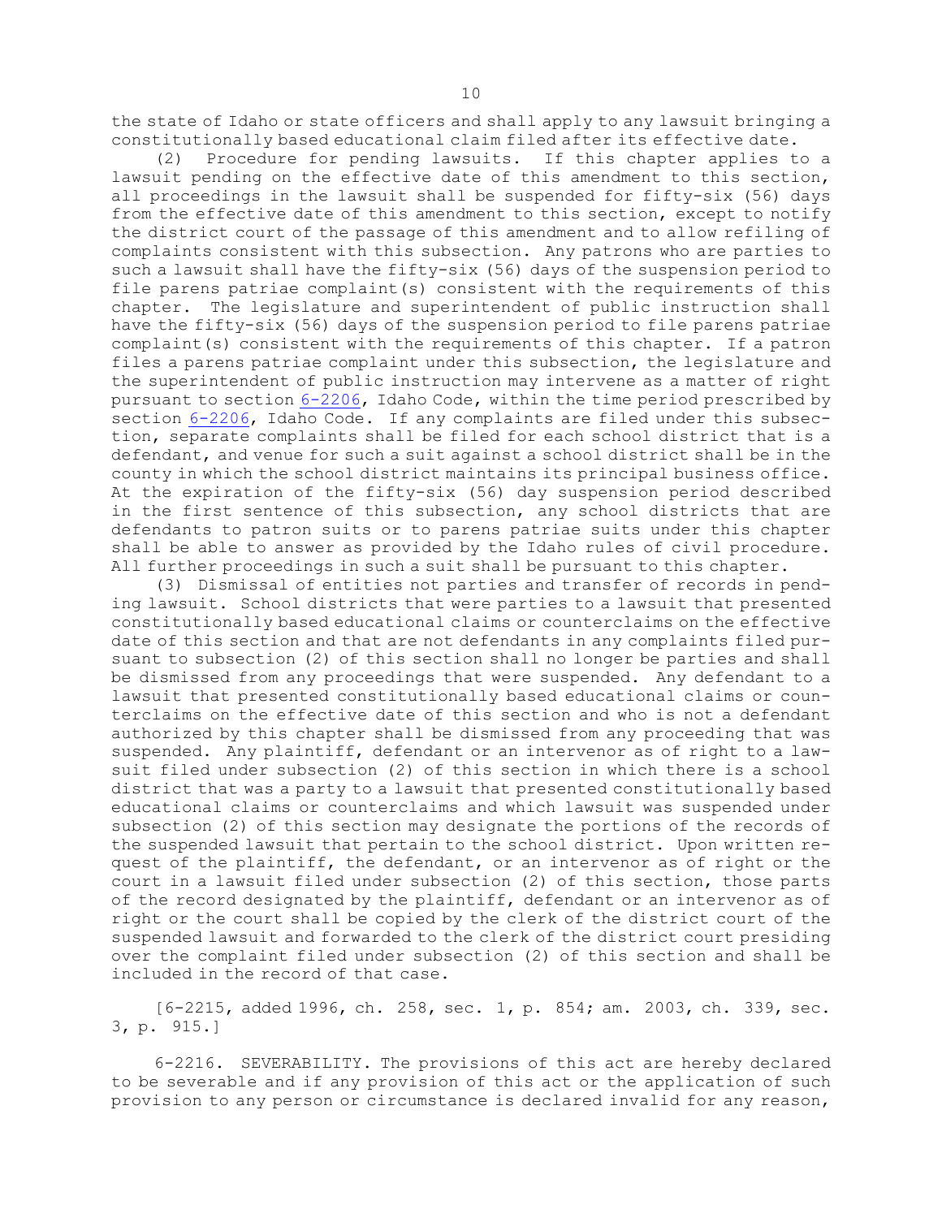the state of Idaho or state officers and shall apply to any lawsuit bringing a constitutionally based educational claim filed after its effective date.

(2) Procedure for pending lawsuits. If this chapter applies to a lawsuit pending on the effective date of this amendment to this section, all proceedings in the lawsuit shall be suspended for fifty-six (56) days from the effective date of this amendment to this section, except to notify the district court of the passage of this amendment and to allow refiling of complaints consistent with this subsection. Any patrons who are parties to such a lawsuit shall have the fifty-six (56) days of the suspension period to file parens patriae complaint(s) consistent with the requirements of this chapter. The legislature and superintendent of public instruction shall have the fifty-six (56) days of the suspension period to file parens patriae complaint(s) consistent with the requirements of this chapter. If a patron files a parens patriae complaint under this subsection, the legislature and the superintendent of public instruction may intervene as a matter of right pursuant to section 6-2206, Idaho Code, within the time period prescribed by section 6-2206, Idaho Code. If any complaints are filed under this subsection, separate complaints shall be filed for each school district that is a defendant, and venue for such a suit against a school district shall be in the county in which the school district maintains its principal business office. At the expiration of the fifty-six (56) day suspension period described in the first sentence of this subsection, any school districts that are defendants to patron suits or to parens patriae suits under this chapter shall be able to answer as provided by the Idaho rules of civil procedure. All further proceedings in such a suit shall be pursuant to this chapter.

(3) Dismissal of entities not parties and transfer of records in pending lawsuit. School districts that were parties to a lawsuit that presented constitutionally based educational claims or counterclaims on the effective date of this section and that are not defendants in any complaints filed pursuant to subsection (2) of this section shall no longer be parties and shall be dismissed from any proceedings that were suspended. Any defendant to a lawsuit that presented constitutionally based educational claims or counterclaims on the effective date of this section and who is not a defendant authorized by this chapter shall be dismissed from any proceeding that was suspended. Any plaintiff, defendant or an intervenor as of right to a lawsuit filed under subsection (2) of this section in which there is a school district that was a party to a lawsuit that presented constitutionally based educational claims or counterclaims and which lawsuit was suspended under subsection (2) of this section may designate the portions of the records of the suspended lawsuit that pertain to the school district. Upon written request of the plaintiff, the defendant, or an intervenor as of right or the court in a lawsuit filed under subsection (2) of this section, those parts of the record designated by the plaintiff, defendant or an intervenor as of right or the court shall be copied by the clerk of the district court of the suspended lawsuit and forwarded to the clerk of the district court presiding over the complaint filed under subsection (2) of this section and shall be included in the record of that case.

[6-2215, added 1996, ch. 258, sec. 1, p. 854; am. 2003, ch. 339, sec. 3, p. 915.]

6-2216. SEVERABILITY. The provisions of this act are hereby declared to be severable and if any provision of this act or the application of such provision to any person or circumstance is declared invalid for any reason,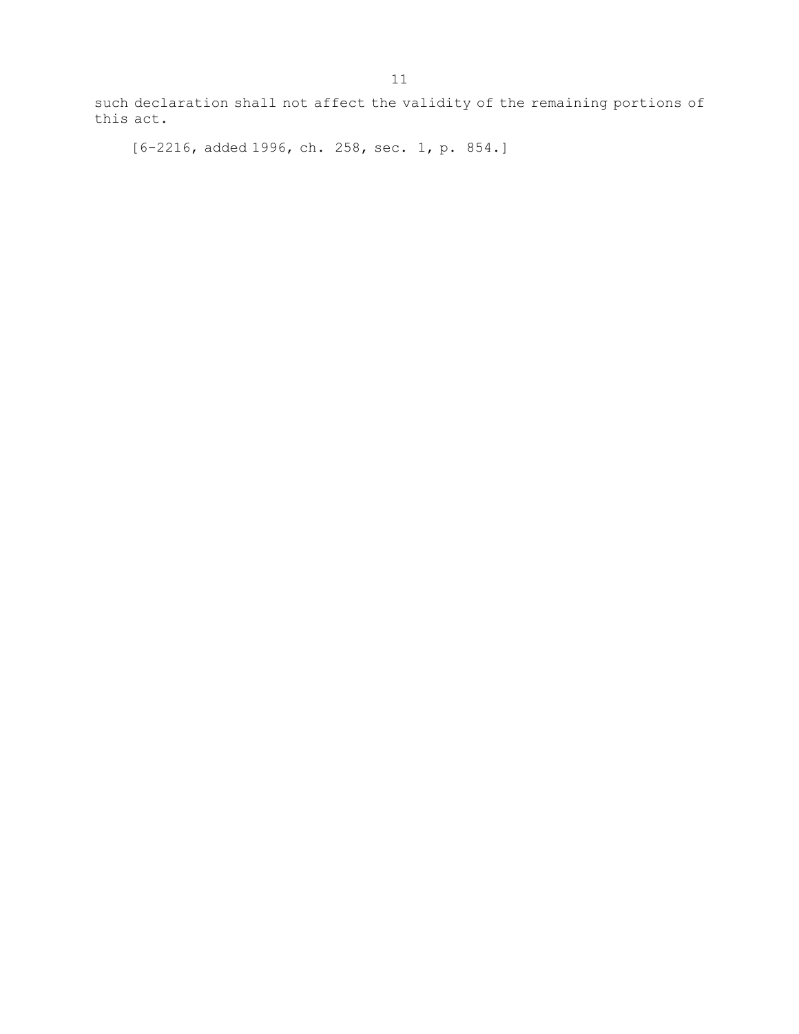such declaration shall not affect the validity of the remaining portions of this act.

[6-2216, added 1996, ch. 258, sec. 1, p. 854.]